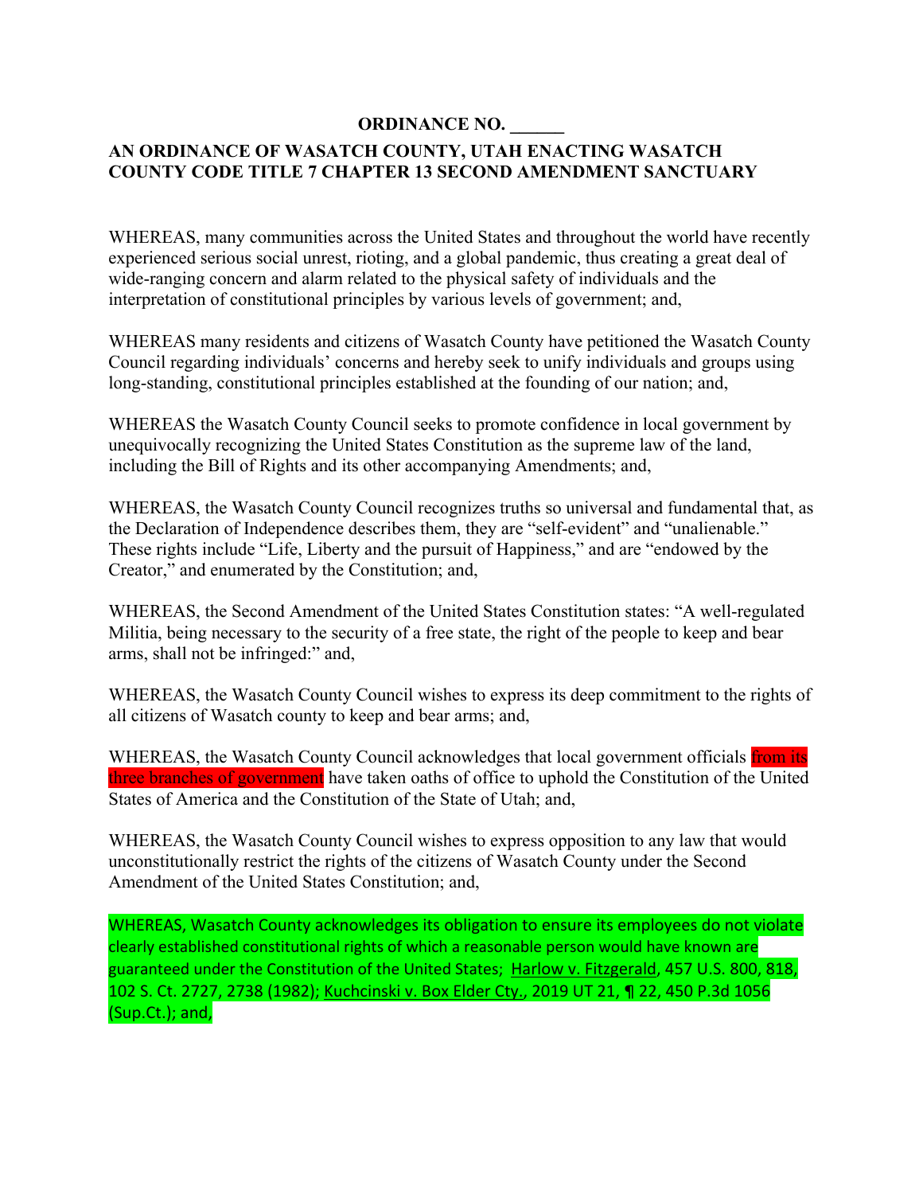**ORDINANCE NO. ______**

**AN ORDINANCE OF WASATCH COUNTY, UTAH ENACTING WASATCH COUNTY CODE TITLE 7 CHAPTER 13 SECOND AMENDMENT SANCTUARY**

WHEREAS, many communities across the United States and throughout the world have recently experienced serious social unrest, rioting, and a global pandemic, thus creating a great deal of wide-ranging concern and alarm related to the physical safety of individuals and the interpretation of constitutional principles by various levels of government; and,

WHEREAS many residents and citizens of Wasatch County have petitioned the Wasatch County Council regarding individuals' concerns and hereby seek to unify individuals and groups using long-standing, constitutional principles established at the founding of our nation; and,

WHEREAS the Wasatch County Council seeks to promote confidence in local government by unequivocally recognizing the United States Constitution as the supreme law of the land, including the Bill of Rights and its other accompanying Amendments; and,

WHEREAS, the Wasatch County Council recognizes truths so universal and fundamental that, as the Declaration of Independence describes them, they are "self-evident" and "unalienable." These rights include "Life, Liberty and the pursuit of Happiness," and are "endowed by the Creator," and enumerated by the Constitution; and,

WHEREAS, the Second Amendment of the United States Constitution states: "A well-regulated Militia, being necessary to the security of a free state, the right of the people to keep and bear arms, shall not be infringed:" and,

WHEREAS, the Wasatch County Council wishes to express its deep commitment to the rights of all citizens of Wasatch county to keep and bear arms; and,

WHEREAS, the Wasatch County Council acknowledges that local government officials from its three branches of government have taken oaths of office to uphold the Constitution of the United States of America and the Constitution of the State of Utah; and,

WHEREAS, the Wasatch County Council wishes to express opposition to any law that would unconstitutionally restrict the rights of the citizens of Wasatch County under the Second Amendment of the United States Constitution; and,

WHEREAS, Wasatch County acknowledges its obligation to ensure its employees do not violate clearly established constitutional rights of which a reasonable person would have known are guaranteed under the Constitution of the United States; Harlow v. Fitzgerald, 457 U.S. 800, 818, 102 S. Ct. 2727, 2738 (1982); Kuchcinski v. Box Elder Cty., 2019 UT 21, ¶ 22, 450 P.3d 1056 (Sup.Ct.); and,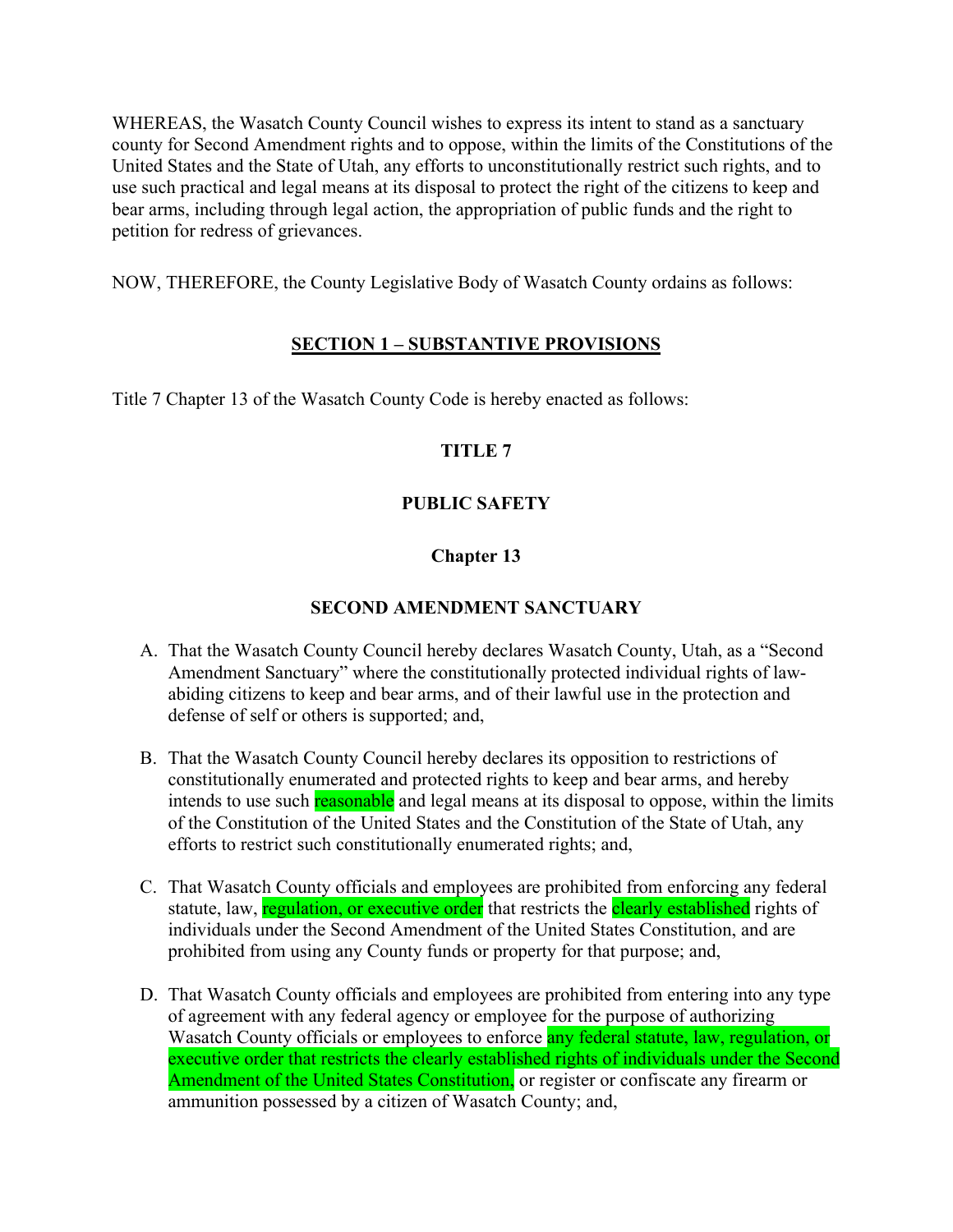WHEREAS, the Wasatch County Council wishes to express its intent to stand as a sanctuary county for Second Amendment rights and to oppose, within the limits of the Constitutions of the United States and the State of Utah, any efforts to unconstitutionally restrict such rights, and to use such practical and legal means at its disposal to protect the right of the citizens to keep and bear arms, including through legal action, the appropriation of public funds and the right to petition for redress of grievances.

NOW, THEREFORE, the County Legislative Body of Wasatch County ordains as follows:

## SECTION 1 – SUBSTANTIVE PROVISIONS

Title 7 Chapter 13 of the Wasatch County Code is hereby enacted as follows:

### TITLE 7

### PUBLIC SAFETY

### Chapter 13

### SECOND AMENDMENT SANCTUARY

A. That the Wasatch County Council hereby declares Wasatch County, Utah, as a "Second Amendment Sanctuary" where the constitutionally protected individual rights of law-abiding citizens to keep and bear arms, and of their lawful use in the protection and defense of self or others is supported; and,

B. That the Wasatch County Council hereby declares its opposition to restrictions of constitutionally enumerated and protected rights to keep and bear arms, and hereby intends to use such reasonable and legal means at its disposal to oppose, within the limits of the Constitution of the United States and the Constitution of the State of Utah, any efforts to restrict such constitutionally enumerated rights; and,

C. That Wasatch County officials and employees are prohibited from enforcing any federal statute, law, regulation, or executive order that restricts the clearly established rights of individuals under the Second Amendment of the United States Constitution, and are prohibited from using any County funds or property for that purpose; and,

D. That Wasatch County officials and employees are prohibited from entering into any type of agreement with any federal agency or employee for the purpose of authorizing Wasatch County officials or employees to enforce any federal statute, law, regulation, or executive order that restricts the clearly established rights of individuals under the Second Amendment of the United States Constitution, or register or confiscate any firearm or ammunition possessed by a citizen of Wasatch County; and,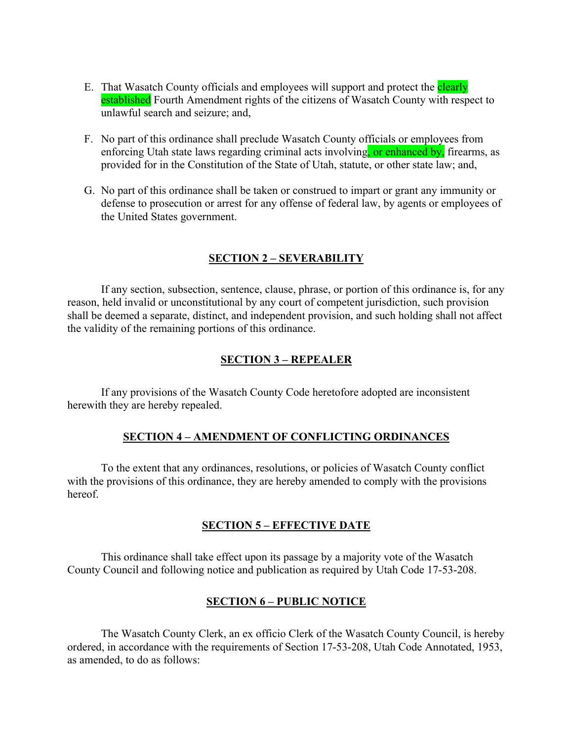E. That Wasatch County officials and employees will support and protect the clearly established Fourth Amendment rights of the citizens of Wasatch County with respect to unlawful search and seizure; and,

F. No part of this ordinance shall preclude Wasatch County officials or employees from enforcing Utah state laws regarding criminal acts involving, or enhanced by, firearms, as provided for in the Constitution of the State of Utah, statute, or other state law; and,

G. No part of this ordinance shall be taken or construed to impart or grant any immunity or defense to prosecution or arrest for any offense of federal law, by agents or employees of the United States government.

## SECTION 2 – SEVERABILITY

If any section, subsection, sentence, clause, phrase, or portion of this ordinance is, for any reason, held invalid or unconstitutional by any court of competent jurisdiction, such provision shall be deemed a separate, distinct, and independent provision, and such holding shall not affect the validity of the remaining portions of this ordinance.

## SECTION 3 – REPEALER

If any provisions of the Wasatch County Code heretofore adopted are inconsistent herewith they are hereby repealed.

## SECTION 4 – AMENDMENT OF CONFLICTING ORDINANCES

To the extent that any ordinances, resolutions, or policies of Wasatch County conflict with the provisions of this ordinance, they are hereby amended to comply with the provisions hereof.

## SECTION 5 – EFFECTIVE DATE

This ordinance shall take effect upon its passage by a majority vote of the Wasatch County Council and following notice and publication as required by Utah Code 17-53-208.

## SECTION 6 – PUBLIC NOTICE

The Wasatch County Clerk, an ex officio Clerk of the Wasatch County Council, is hereby ordered, in accordance with the requirements of Section 17-53-208, Utah Code Annotated, 1953, as amended, to do as follows: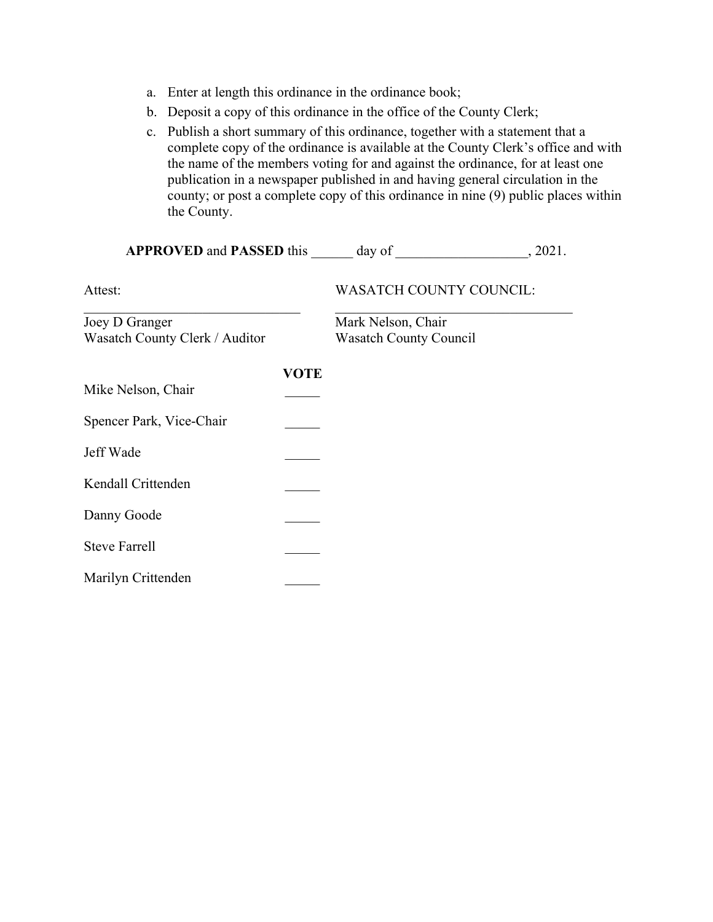a. Enter at length this ordinance in the ordinance book;
b. Deposit a copy of this ordinance in the office of the County Clerk;
c. Publish a short summary of this ordinance, together with a statement that a complete copy of the ordinance is available at the County Clerk's office and with the name of the members voting for and against the ordinance, for at least one publication in a newspaper published in and having general circulation in the county; or post a complete copy of this ordinance in nine (9) public places within the County.

**APPROVED** and **PASSED** this ______ day of ___________________, 2021.

| Attest: | WASATCH COUNTY COUNCIL: |
|---|---|
| _______________________________ | __________________________________ |
| Joey D Granger | Mark Nelson, Chair |
| Wasatch County Clerk / Auditor | Wasatch County Council |

| | **VOTE** |
|---|---|
| Mike Nelson, Chair | _____ |
| Spencer Park, Vice-Chair | _____ |
| Jeff Wade | _____ |
| Kendall Crittenden | _____ |
| Danny Goode | _____ |
| Steve Farrell | _____ |
| Marilyn Crittenden | _____ |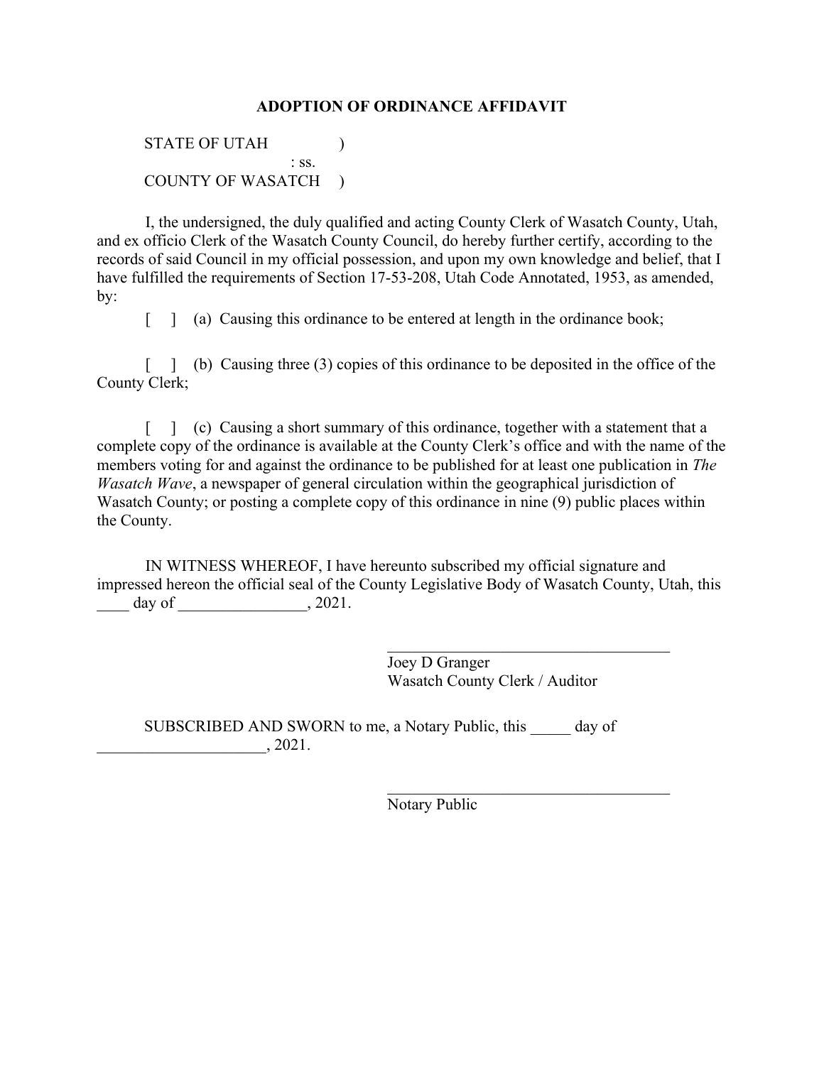# ADOPTION OF ORDINANCE AFFIDAVIT

STATE OF UTAH )
: ss.
COUNTY OF WASATCH )

I, the undersigned, the duly qualified and acting County Clerk of Wasatch County, Utah, and ex officio Clerk of the Wasatch County Council, do hereby further certify, according to the records of said Council in my official possession, and upon my own knowledge and belief, that I have fulfilled the requirements of Section 17-53-208, Utah Code Annotated, 1953, as amended, by:

[ ] (a) Causing this ordinance to be entered at length in the ordinance book;

[ ] (b) Causing three (3) copies of this ordinance to be deposited in the office of the County Clerk;

[ ] (c) Causing a short summary of this ordinance, together with a statement that a complete copy of the ordinance is available at the County Clerk's office and with the name of the members voting for and against the ordinance to be published for at least one publication in *The Wasatch Wave*, a newspaper of general circulation within the geographical jurisdiction of Wasatch County; or posting a complete copy of this ordinance in nine (9) public places within the County.

IN WITNESS WHEREOF, I have hereunto subscribed my official signature and impressed hereon the official seal of the County Legislative Body of Wasatch County, Utah, this ____ day of ________________, 2021.

\_\_\_\_\_\_\_\_\_\_\_\_\_\_\_\_\_\_\_\_\_\_\_\_\_\_\_\_\_\_\_\_\_\_\_\_
Joey D Granger
Wasatch County Clerk / Auditor

SUBSCRIBED AND SWORN to me, a Notary Public, this _____ day of _____________________, 2021.

\_\_\_\_\_\_\_\_\_\_\_\_\_\_\_\_\_\_\_\_\_\_\_\_\_\_\_\_\_\_\_\_\_\_\_\_
Notary Public